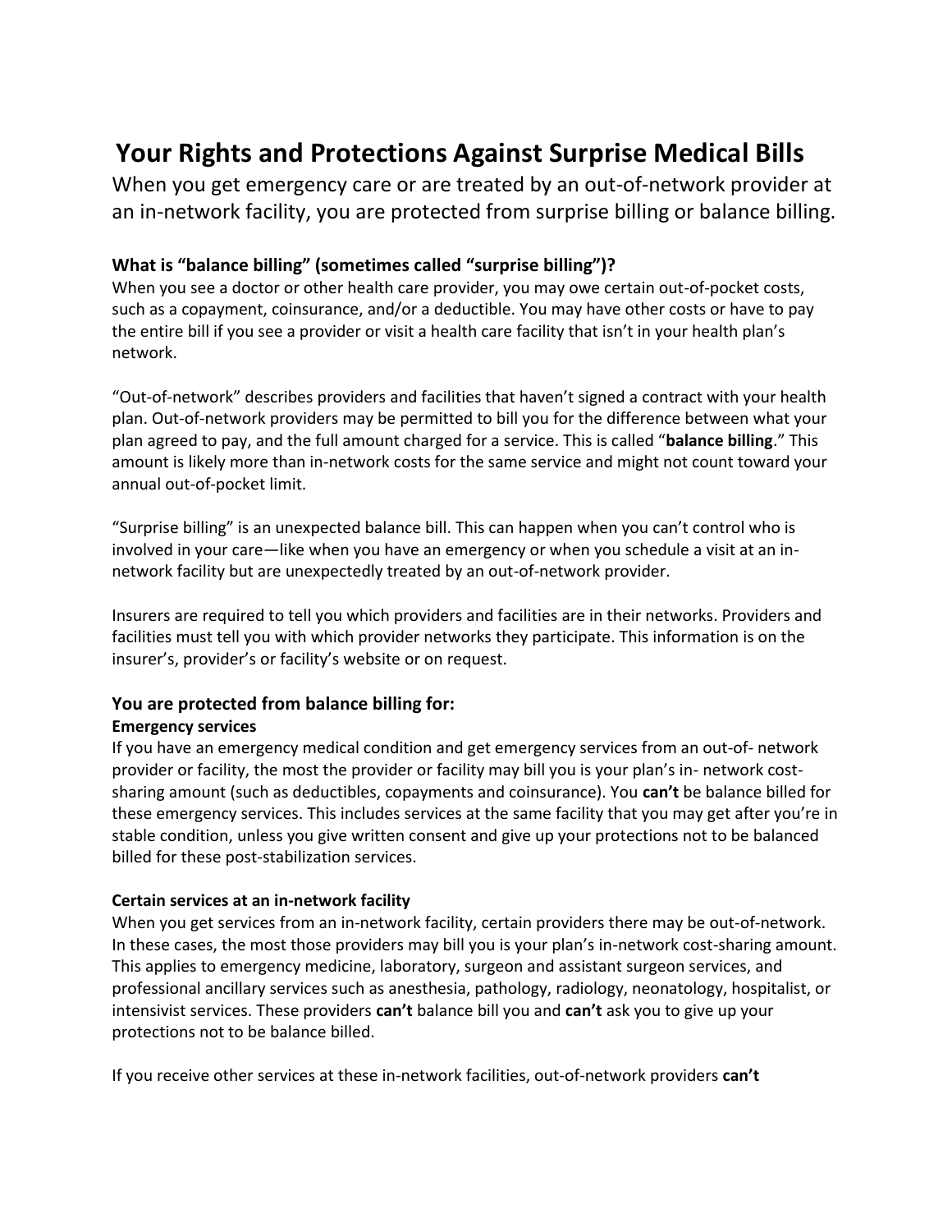# Your Rights and Protections Against Surprise Medical Bills

When you get emergency care or are treated by an out-of-network provider at an in-network facility, you are protected from surprise billing or balance billing.

### What is "balance billing" (sometimes called "surprise billing")?

When you see a doctor or other health care provider, you may owe certain out-of-pocket costs, such as a copayment, coinsurance, and/or a deductible. You may have other costs or have to pay the entire bill if you see a provider or visit a health care facility that isn't in your health plan's network.

"Out-of-network" describes providers and facilities that haven't signed a contract with your health plan. Out-of-network providers may be permitted to bill you for the difference between what your plan agreed to pay, and the full amount charged for a service. This is called "**balance billing**." This amount is likely more than in-network costs for the same service and might not count toward your annual out-of-pocket limit.

"Surprise billing" is an unexpected balance bill. This can happen when you can't control who is involved in your care—like when you have an emergency or when you schedule a visit at an in-network facility but are unexpectedly treated by an out-of-network provider.

Insurers are required to tell you which providers and facilities are in their networks. Providers and facilities must tell you with which provider networks they participate. This information is on the insurer's, provider's or facility's website or on request.

### You are protected from balance billing for:

**Emergency services**

If you have an emergency medical condition and get emergency services from an out-of- network provider or facility, the most the provider or facility may bill you is your plan's in- network cost-sharing amount (such as deductibles, copayments and coinsurance). You **can't** be balance billed for these emergency services. This includes services at the same facility that you may get after you're in stable condition, unless you give written consent and give up your protections not to be balanced billed for these post-stabilization services.

**Certain services at an in-network facility**

When you get services from an in-network facility, certain providers there may be out-of-network. In these cases, the most those providers may bill you is your plan's in-network cost-sharing amount. This applies to emergency medicine, laboratory, surgeon and assistant surgeon services, and professional ancillary services such as anesthesia, pathology, radiology, neonatology, hospitalist, or intensivist services. These providers **can't** balance bill you and **can't** ask you to give up your protections not to be balance billed.

If you receive other services at these in-network facilities, out-of-network providers **can't**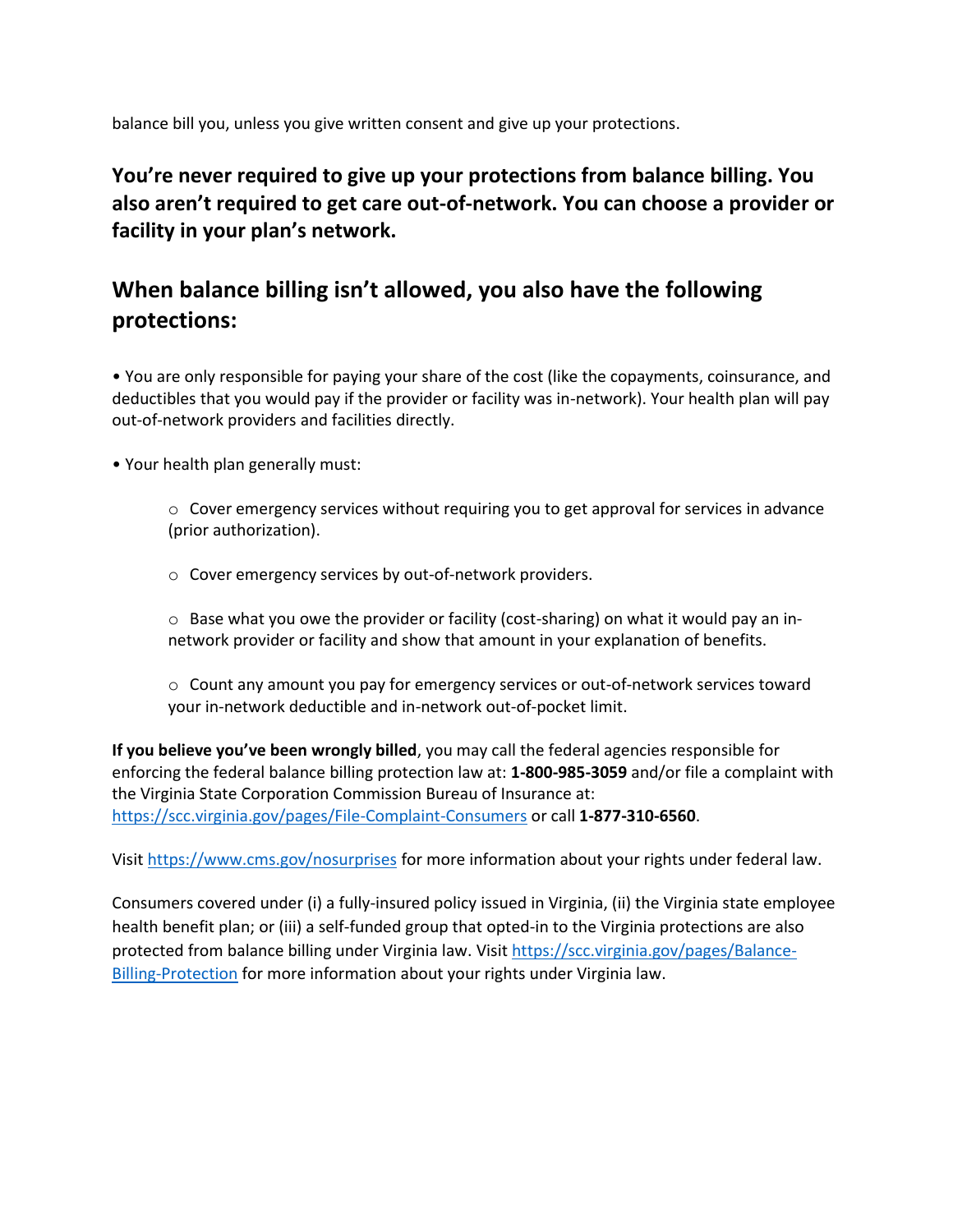balance bill you, unless you give written consent and give up your protections.

**You're never required to give up your protections from balance billing. You also aren't required to get care out-of-network. You can choose a provider or facility in your plan's network.**

## When balance billing isn't allowed, you also have the following protections:

- You are only responsible for paying your share of the cost (like the copayments, coinsurance, and deductibles that you would pay if the provider or facility was in-network). Your health plan will pay out-of-network providers and facilities directly.

- Your health plan generally must:
    - Cover emergency services without requiring you to get approval for services in advance (prior authorization).
    - Cover emergency services by out-of-network providers.
    - Base what you owe the provider or facility (cost-sharing) on what it would pay an in-network provider or facility and show that amount in your explanation of benefits.
    - Count any amount you pay for emergency services or out-of-network services toward your in-network deductible and in-network out-of-pocket limit.

**If you believe you've been wrongly billed**, you may call the federal agencies responsible for enforcing the federal balance billing protection law at: **1-800-985-3059** and/or file a complaint with the Virginia State Corporation Commission Bureau of Insurance at: https://scc.virginia.gov/pages/File-Complaint-Consumers or call **1-877-310-6560**.

Visit https://www.cms.gov/nosurprises for more information about your rights under federal law.

Consumers covered under (i) a fully-insured policy issued in Virginia, (ii) the Virginia state employee health benefit plan; or (iii) a self-funded group that opted-in to the Virginia protections are also protected from balance billing under Virginia law. Visit https://scc.virginia.gov/pages/Balance-Billing-Protection for more information about your rights under Virginia law.